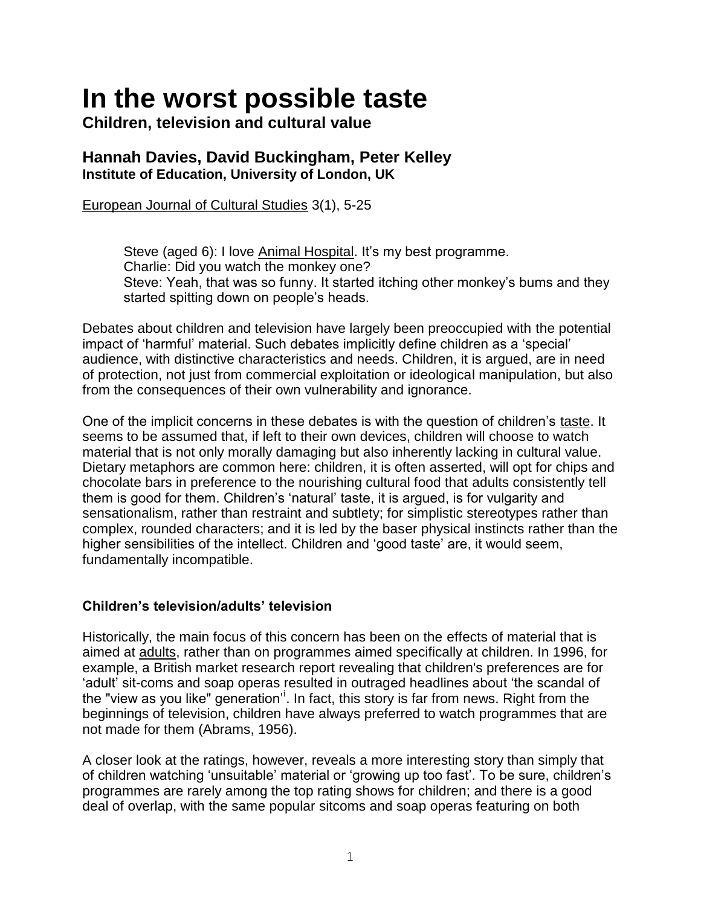# In the worst possible taste

**Children, television and cultural value**

### Hannah Davies, David Buckingham, Peter Kelley

**Institute of Education, University of London, UK**

European Journal of Cultural Studies 3(1), 5-25

> Steve (aged 6): I love Animal Hospital. It's my best programme.
> Charlie: Did you watch the monkey one?
> Steve: Yeah, that was so funny. It started itching other monkey's bums and they started spitting down on people's heads.

Debates about children and television have largely been preoccupied with the potential impact of 'harmful' material. Such debates implicitly define children as a 'special' audience, with distinctive characteristics and needs. Children, it is argued, are in need of protection, not just from commercial exploitation or ideological manipulation, but also from the consequences of their own vulnerability and ignorance.

One of the implicit concerns in these debates is with the question of children's taste. It seems to be assumed that, if left to their own devices, children will choose to watch material that is not only morally damaging but also inherently lacking in cultural value. Dietary metaphors are common here: children, it is often asserted, will opt for chips and chocolate bars in preference to the nourishing cultural food that adults consistently tell them is good for them. Children's 'natural' taste, it is argued, is for vulgarity and sensationalism, rather than restraint and subtlety; for simplistic stereotypes rather than complex, rounded characters; and it is led by the baser physical instincts rather than the higher sensibilities of the intellect. Children and 'good taste' are, it would seem, fundamentally incompatible.

**Children's television/adults' television**

Historically, the main focus of this concern has been on the effects of material that is aimed at adults, rather than on programmes aimed specifically at children. In 1996, for example, a British market research report revealing that children's preferences are for 'adult' sit-coms and soap operas resulted in outraged headlines about 'the scandal of the "view as you like" generation'[i]. In fact, this story is far from news. Right from the beginnings of television, children have always preferred to watch programmes that are not made for them (Abrams, 1956).

A closer look at the ratings, however, reveals a more interesting story than simply that of children watching 'unsuitable' material or 'growing up too fast'. To be sure, children's programmes are rarely among the top rating shows for children; and there is a good deal of overlap, with the same popular sitcoms and soap operas featuring on both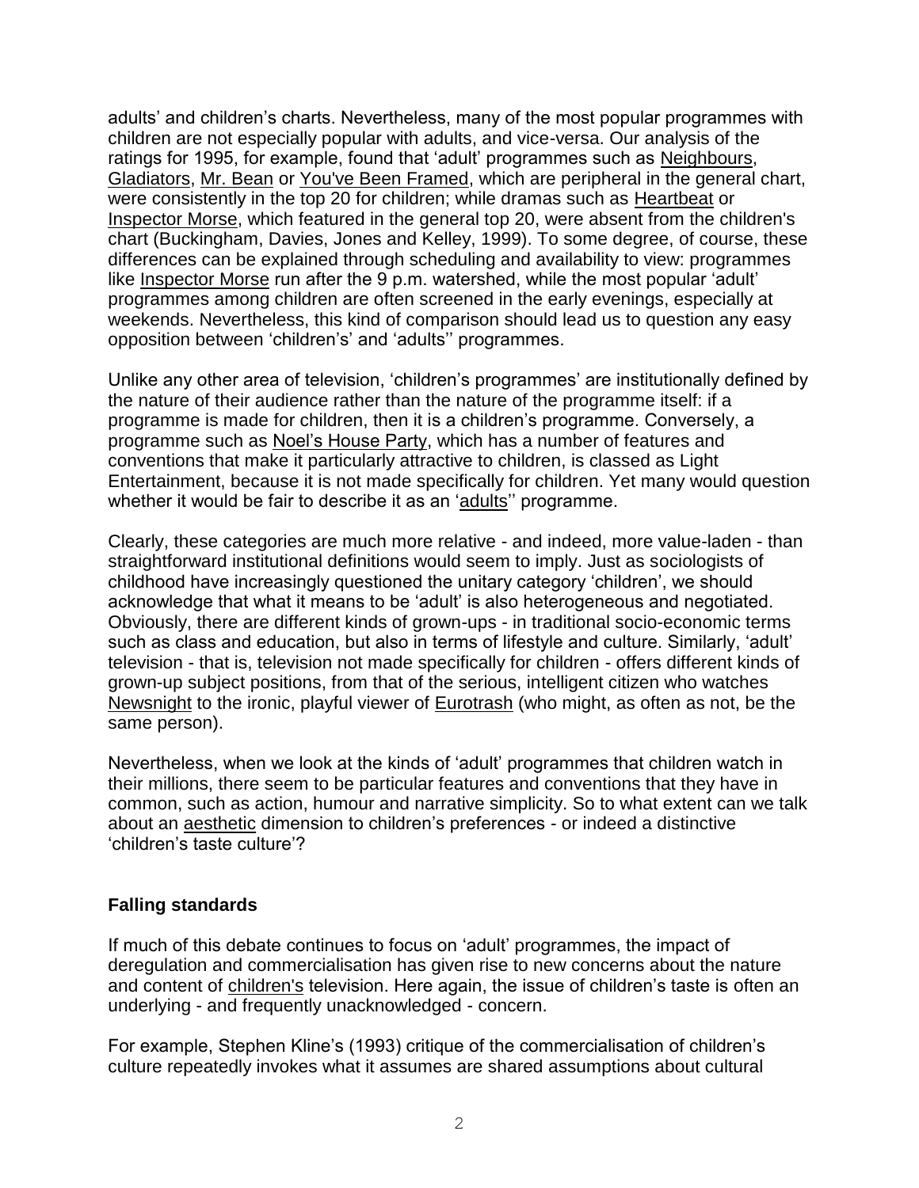adults' and children's charts. Nevertheless, many of the most popular programmes with children are not especially popular with adults, and vice-versa. Our analysis of the ratings for 1995, for example, found that 'adult' programmes such as Neighbours, Gladiators, Mr. Bean or You've Been Framed, which are peripheral in the general chart, were consistently in the top 20 for children; while dramas such as Heartbeat or Inspector Morse, which featured in the general top 20, were absent from the children's chart (Buckingham, Davies, Jones and Kelley, 1999). To some degree, of course, these differences can be explained through scheduling and availability to view: programmes like Inspector Morse run after the 9 p.m. watershed, while the most popular 'adult' programmes among children are often screened in the early evenings, especially at weekends. Nevertheless, this kind of comparison should lead us to question any easy opposition between 'children's' and 'adults'' programmes.

Unlike any other area of television, 'children's programmes' are institutionally defined by the nature of their audience rather than the nature of the programme itself: if a programme is made for children, then it is a children's programme. Conversely, a programme such as Noel's House Party, which has a number of features and conventions that make it particularly attractive to children, is classed as Light Entertainment, because it is not made specifically for children. Yet many would question whether it would be fair to describe it as an 'adults'' programme.

Clearly, these categories are much more relative - and indeed, more value-laden - than straightforward institutional definitions would seem to imply. Just as sociologists of childhood have increasingly questioned the unitary category 'children', we should acknowledge that what it means to be 'adult' is also heterogeneous and negotiated. Obviously, there are different kinds of grown-ups - in traditional socio-economic terms such as class and education, but also in terms of lifestyle and culture. Similarly, 'adult' television - that is, television not made specifically for children - offers different kinds of grown-up subject positions, from that of the serious, intelligent citizen who watches Newsnight to the ironic, playful viewer of Eurotrash (who might, as often as not, be the same person).

Nevertheless, when we look at the kinds of 'adult' programmes that children watch in their millions, there seem to be particular features and conventions that they have in common, such as action, humour and narrative simplicity. So to what extent can we talk about an aesthetic dimension to children's preferences - or indeed a distinctive 'children's taste culture'?

## Falling standards

If much of this debate continues to focus on 'adult' programmes, the impact of deregulation and commercialisation has given rise to new concerns about the nature and content of children's television. Here again, the issue of children's taste is often an underlying - and frequently unacknowledged - concern.

For example, Stephen Kline's (1993) critique of the commercialisation of children's culture repeatedly invokes what it assumes are shared assumptions about cultural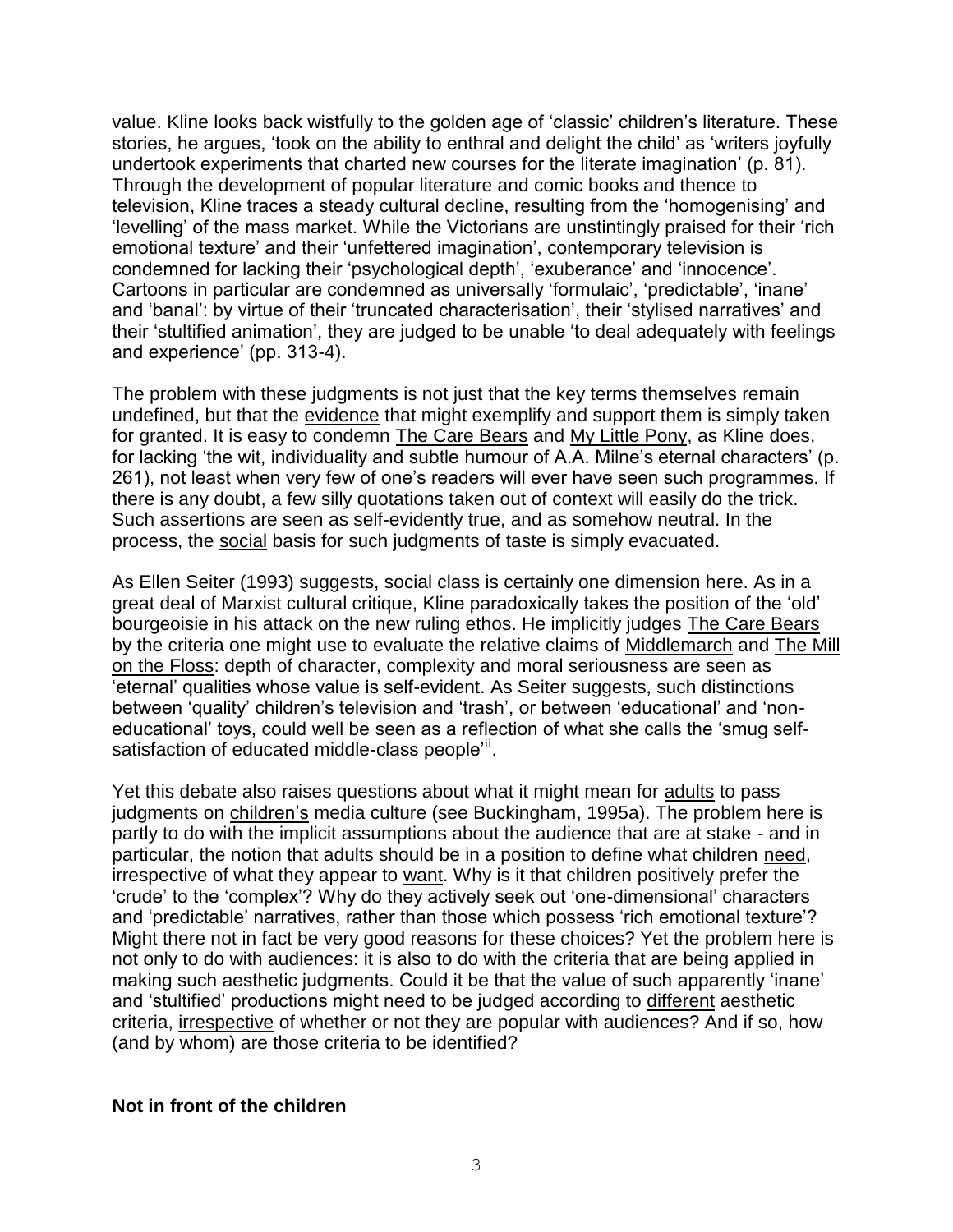value. Kline looks back wistfully to the golden age of 'classic' children's literature. These stories, he argues, 'took on the ability to enthral and delight the child' as 'writers joyfully undertook experiments that charted new courses for the literate imagination' (p. 81). Through the development of popular literature and comic books and thence to television, Kline traces a steady cultural decline, resulting from the 'homogenising' and 'levelling' of the mass market. While the Victorians are unstintingly praised for their 'rich emotional texture' and their 'unfettered imagination', contemporary television is condemned for lacking their 'psychological depth', 'exuberance' and 'innocence'. Cartoons in particular are condemned as universally 'formulaic', 'predictable', 'inane' and 'banal': by virtue of their 'truncated characterisation', their 'stylised narratives' and their 'stultified animation', they are judged to be unable 'to deal adequately with feelings and experience' (pp. 313-4).

The problem with these judgments is not just that the key terms themselves remain undefined, but that the evidence that might exemplify and support them is simply taken for granted. It is easy to condemn The Care Bears and My Little Pony, as Kline does, for lacking 'the wit, individuality and subtle humour of A.A. Milne's eternal characters' (p. 261), not least when very few of one's readers will ever have seen such programmes. If there is any doubt, a few silly quotations taken out of context will easily do the trick. Such assertions are seen as self-evidently true, and as somehow neutral. In the process, the social basis for such judgments of taste is simply evacuated.

As Ellen Seiter (1993) suggests, social class is certainly one dimension here. As in a great deal of Marxist cultural critique, Kline paradoxically takes the position of the 'old' bourgeoisie in his attack on the new ruling ethos. He implicitly judges The Care Bears by the criteria one might use to evaluate the relative claims of Middlemarch and The Mill on the Floss: depth of character, complexity and moral seriousness are seen as 'eternal' qualities whose value is self-evident. As Seiter suggests, such distinctions between 'quality' children's television and 'trash', or between 'educational' and 'non-educational' toys, could well be seen as a reflection of what she calls the 'smug self-satisfaction of educated middle-class people'[ii].

Yet this debate also raises questions about what it might mean for adults to pass judgments on children's media culture (see Buckingham, 1995a). The problem here is partly to do with the implicit assumptions about the audience that are at stake - and in particular, the notion that adults should be in a position to define what children need, irrespective of what they appear to want. Why is it that children positively prefer the 'crude' to the 'complex'? Why do they actively seek out 'one-dimensional' characters and 'predictable' narratives, rather than those which possess 'rich emotional texture'? Might there not in fact be very good reasons for these choices? Yet the problem here is not only to do with audiences: it is also to do with the criteria that are being applied in making such aesthetic judgments. Could it be that the value of such apparently 'inane' and 'stultified' productions might need to be judged according to different aesthetic criteria, irrespective of whether or not they are popular with audiences? And if so, how (and by whom) are those criteria to be identified?

## Not in front of the children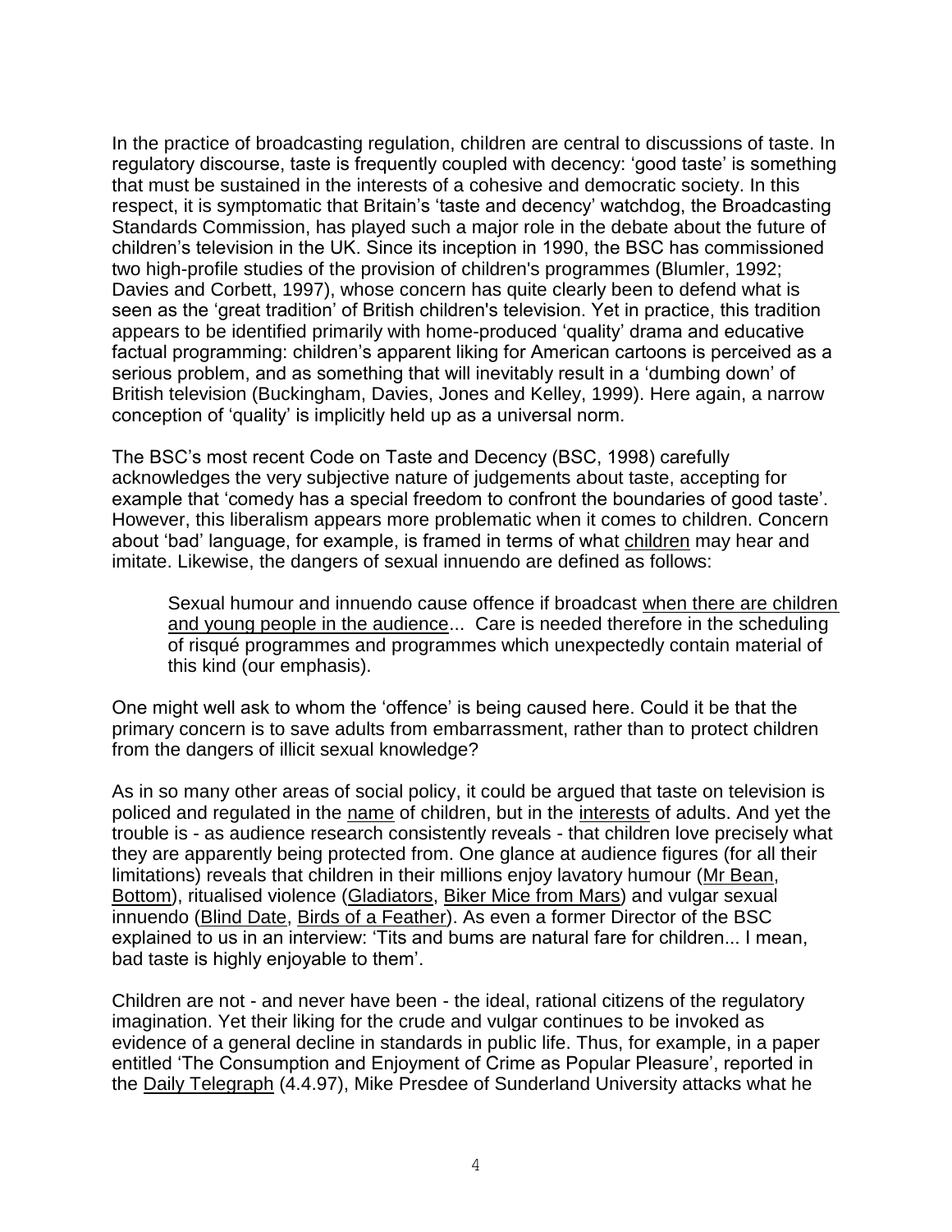In the practice of broadcasting regulation, children are central to discussions of taste. In regulatory discourse, taste is frequently coupled with decency: 'good taste' is something that must be sustained in the interests of a cohesive and democratic society. In this respect, it is symptomatic that Britain's 'taste and decency' watchdog, the Broadcasting Standards Commission, has played such a major role in the debate about the future of children's television in the UK. Since its inception in 1990, the BSC has commissioned two high-profile studies of the provision of children's programmes (Blumler, 1992; Davies and Corbett, 1997), whose concern has quite clearly been to defend what is seen as the 'great tradition' of British children's television. Yet in practice, this tradition appears to be identified primarily with home-produced 'quality' drama and educative factual programming: children's apparent liking for American cartoons is perceived as a serious problem, and as something that will inevitably result in a 'dumbing down' of British television (Buckingham, Davies, Jones and Kelley, 1999). Here again, a narrow conception of 'quality' is implicitly held up as a universal norm.

The BSC's most recent Code on Taste and Decency (BSC, 1998) carefully acknowledges the very subjective nature of judgements about taste, accepting for example that 'comedy has a special freedom to confront the boundaries of good taste'. However, this liberalism appears more problematic when it comes to children. Concern about 'bad' language, for example, is framed in terms of what _children_ may hear and imitate. Likewise, the dangers of sexual innuendo are defined as follows:

> Sexual humour and innuendo cause offence if broadcast _when there are children and young people in the audience_... Care is needed therefore in the scheduling of risqué programmes and programmes which unexpectedly contain material of this kind (our emphasis).

One might well ask to whom the 'offence' is being caused here. Could it be that the primary concern is to save adults from embarrassment, rather than to protect children from the dangers of illicit sexual knowledge?

As in so many other areas of social policy, it could be argued that taste on television is policed and regulated in the _name_ of children, but in the _interests_ of adults. And yet the trouble is - as audience research consistently reveals - that children love precisely what they are apparently being protected from. One glance at audience figures (for all their limitations) reveals that children in their millions enjoy lavatory humour (_Mr Bean_, _Bottom_), ritualised violence (_Gladiators_, _Biker Mice from Mars_) and vulgar sexual innuendo (_Blind Date_, _Birds of a Feather_). As even a former Director of the BSC explained to us in an interview: 'Tits and bums are natural fare for children... I mean, bad taste is highly enjoyable to them'.

Children are not - and never have been - the ideal, rational citizens of the regulatory imagination. Yet their liking for the crude and vulgar continues to be invoked as evidence of a general decline in standards in public life. Thus, for example, in a paper entitled 'The Consumption and Enjoyment of Crime as Popular Pleasure', reported in the _Daily Telegraph_ (4.4.97), Mike Presdee of Sunderland University attacks what he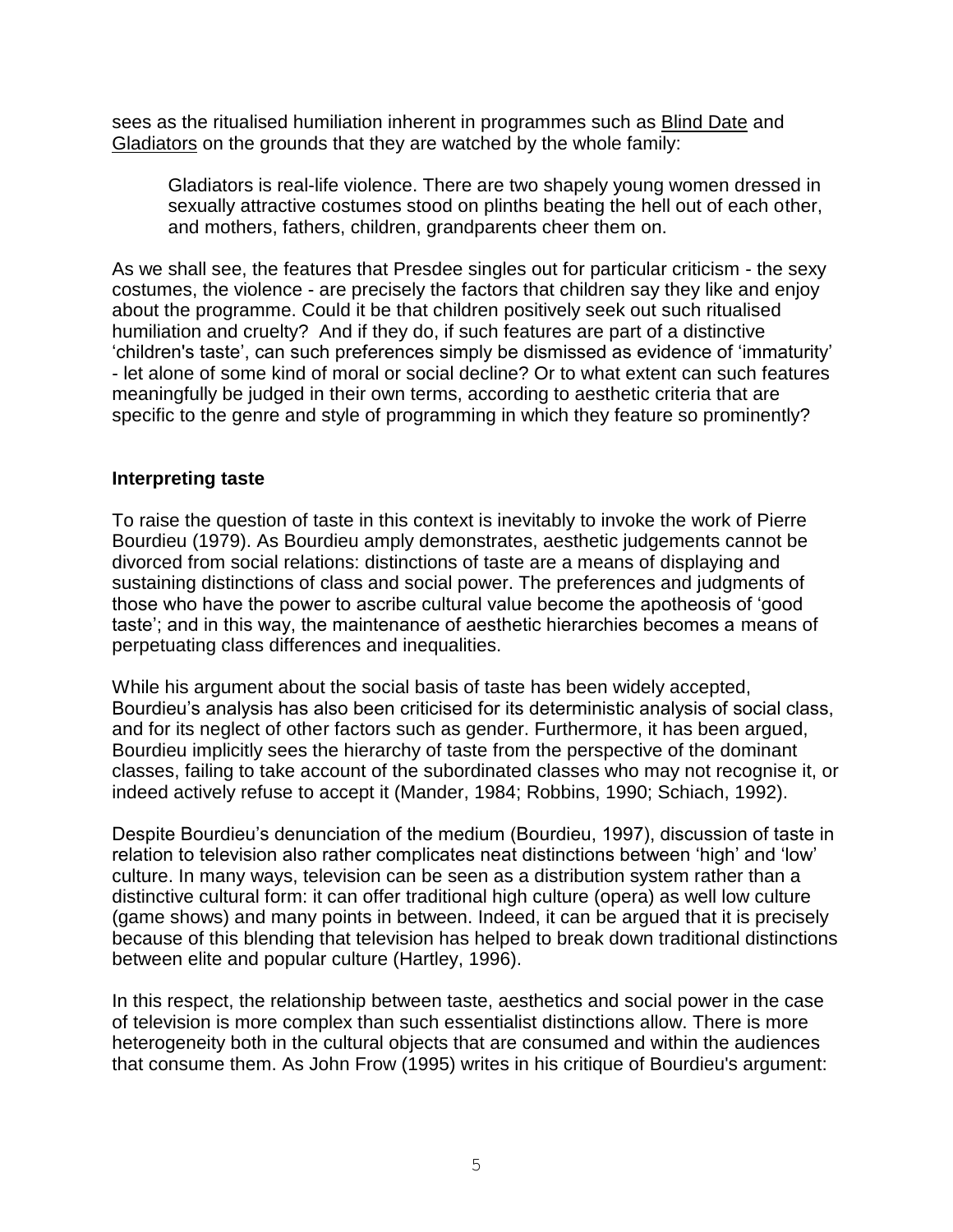sees as the ritualised humiliation inherent in programmes such as Blind Date and Gladiators on the grounds that they are watched by the whole family:

> Gladiators is real-life violence. There are two shapely young women dressed in sexually attractive costumes stood on plinths beating the hell out of each other, and mothers, fathers, children, grandparents cheer them on.

As we shall see, the features that Presdee singles out for particular criticism - the sexy costumes, the violence - are precisely the factors that children say they like and enjoy about the programme. Could it be that children positively seek out such ritualised humiliation and cruelty? And if they do, if such features are part of a distinctive 'children's taste', can such preferences simply be dismissed as evidence of 'immaturity' - let alone of some kind of moral or social decline? Or to what extent can such features meaningfully be judged in their own terms, according to aesthetic criteria that are specific to the genre and style of programming in which they feature so prominently?

## Interpreting taste

To raise the question of taste in this context is inevitably to invoke the work of Pierre Bourdieu (1979). As Bourdieu amply demonstrates, aesthetic judgements cannot be divorced from social relations: distinctions of taste are a means of displaying and sustaining distinctions of class and social power. The preferences and judgments of those who have the power to ascribe cultural value become the apotheosis of 'good taste'; and in this way, the maintenance of aesthetic hierarchies becomes a means of perpetuating class differences and inequalities.

While his argument about the social basis of taste has been widely accepted, Bourdieu's analysis has also been criticised for its deterministic analysis of social class, and for its neglect of other factors such as gender. Furthermore, it has been argued, Bourdieu implicitly sees the hierarchy of taste from the perspective of the dominant classes, failing to take account of the subordinated classes who may not recognise it, or indeed actively refuse to accept it (Mander, 1984; Robbins, 1990; Schiach, 1992).

Despite Bourdieu's denunciation of the medium (Bourdieu, 1997), discussion of taste in relation to television also rather complicates neat distinctions between 'high' and 'low' culture. In many ways, television can be seen as a distribution system rather than a distinctive cultural form: it can offer traditional high culture (opera) as well low culture (game shows) and many points in between. Indeed, it can be argued that it is precisely because of this blending that television has helped to break down traditional distinctions between elite and popular culture (Hartley, 1996).

In this respect, the relationship between taste, aesthetics and social power in the case of television is more complex than such essentialist distinctions allow. There is more heterogeneity both in the cultural objects that are consumed and within the audiences that consume them. As John Frow (1995) writes in his critique of Bourdieu's argument: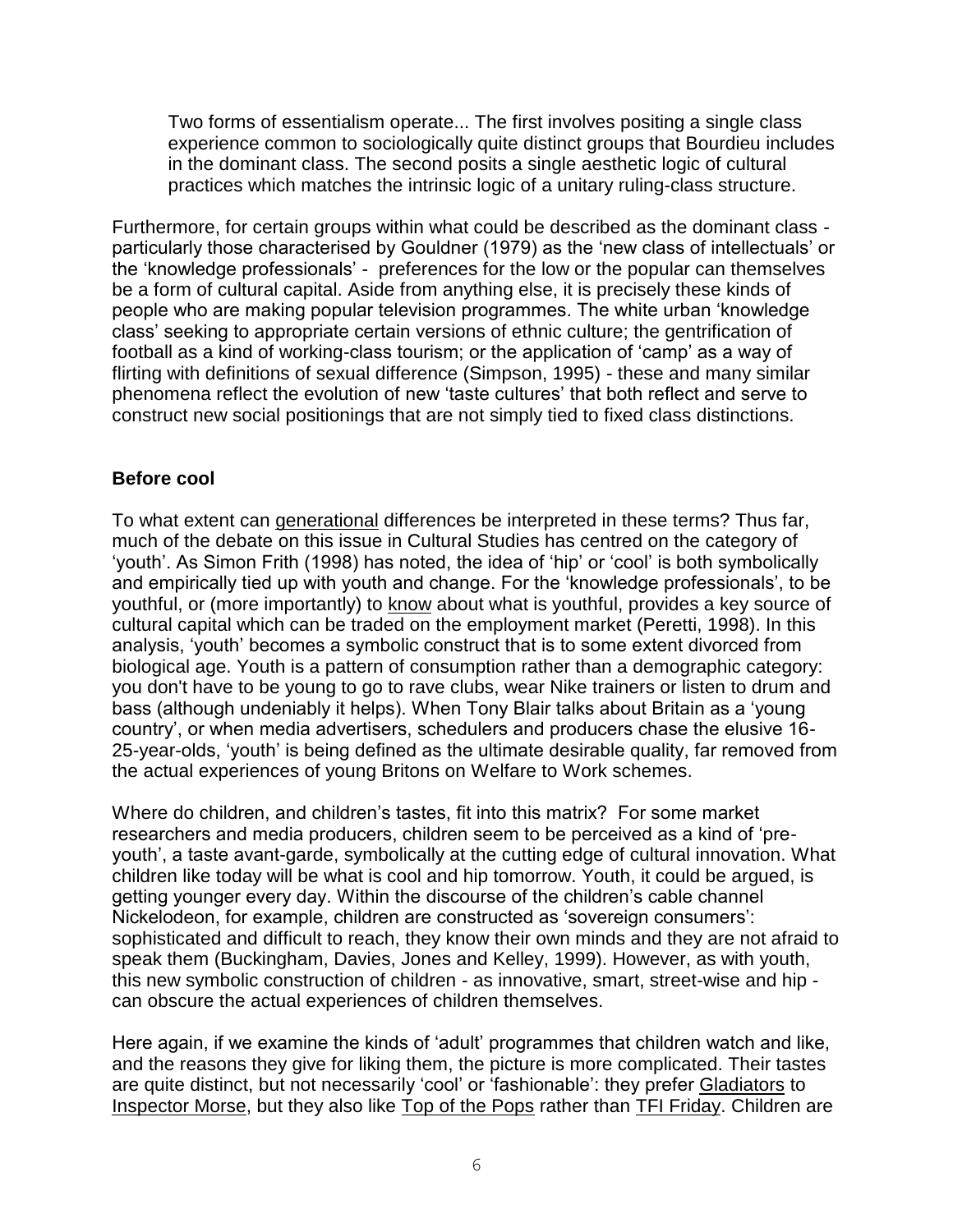> Two forms of essentialism operate... The first involves positing a single class experience common to sociologically quite distinct groups that Bourdieu includes in the dominant class. The second posits a single aesthetic logic of cultural practices which matches the intrinsic logic of a unitary ruling-class structure.

Furthermore, for certain groups within what could be described as the dominant class - particularly those characterised by Gouldner (1979) as the 'new class of intellectuals' or the 'knowledge professionals' - preferences for the low or the popular can themselves be a form of cultural capital. Aside from anything else, it is precisely these kinds of people who are making popular television programmes. The white urban 'knowledge class' seeking to appropriate certain versions of ethnic culture; the gentrification of football as a kind of working-class tourism; or the application of 'camp' as a way of flirting with definitions of sexual difference (Simpson, 1995) - these and many similar phenomena reflect the evolution of new 'taste cultures' that both reflect and serve to construct new social positionings that are not simply tied to fixed class distinctions.

**Before cool**

To what extent can generational differences be interpreted in these terms? Thus far, much of the debate on this issue in Cultural Studies has centred on the category of 'youth'. As Simon Frith (1998) has noted, the idea of 'hip' or 'cool' is both symbolically and empirically tied up with youth and change. For the 'knowledge professionals', to be youthful, or (more importantly) to know about what is youthful, provides a key source of cultural capital which can be traded on the employment market (Peretti, 1998). In this analysis, 'youth' becomes a symbolic construct that is to some extent divorced from biological age. Youth is a pattern of consumption rather than a demographic category: you don't have to be young to go to rave clubs, wear Nike trainers or listen to drum and bass (although undeniably it helps). When Tony Blair talks about Britain as a 'young country', or when media advertisers, schedulers and producers chase the elusive 16-25-year-olds, 'youth' is being defined as the ultimate desirable quality, far removed from the actual experiences of young Britons on Welfare to Work schemes.

Where do children, and children's tastes, fit into this matrix? For some market researchers and media producers, children seem to be perceived as a kind of 'pre-youth', a taste avant-garde, symbolically at the cutting edge of cultural innovation. What children like today will be what is cool and hip tomorrow. Youth, it could be argued, is getting younger every day. Within the discourse of the children's cable channel Nickelodeon, for example, children are constructed as 'sovereign consumers': sophisticated and difficult to reach, they know their own minds and they are not afraid to speak them (Buckingham, Davies, Jones and Kelley, 1999). However, as with youth, this new symbolic construction of children - as innovative, smart, street-wise and hip - can obscure the actual experiences of children themselves.

Here again, if we examine the kinds of 'adult' programmes that children watch and like, and the reasons they give for liking them, the picture is more complicated. Their tastes are quite distinct, but not necessarily 'cool' or 'fashionable': they prefer Gladiators to Inspector Morse, but they also like Top of the Pops rather than TFI Friday. Children are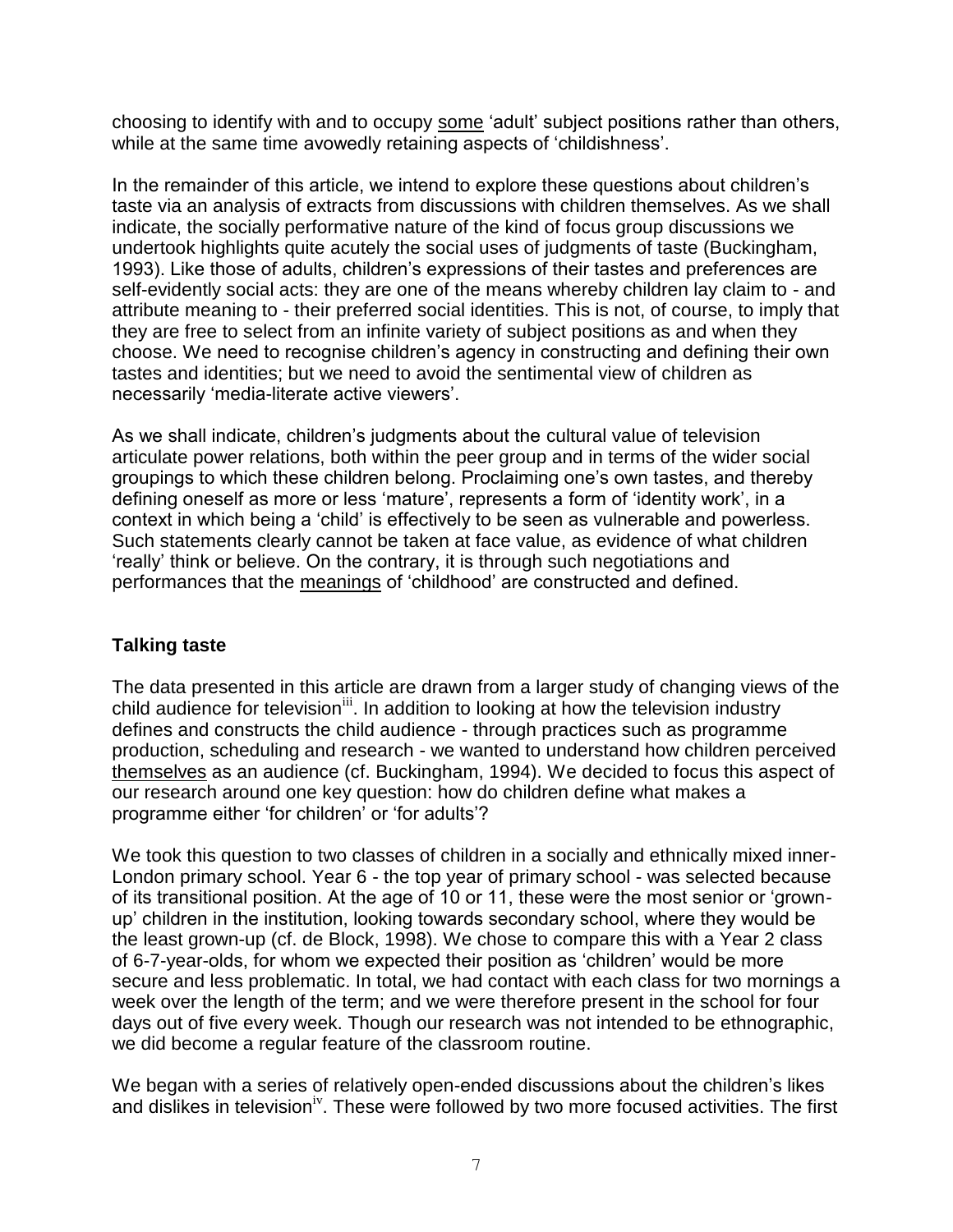choosing to identify with and to occupy some 'adult' subject positions rather than others, while at the same time avowedly retaining aspects of 'childishness'.

In the remainder of this article, we intend to explore these questions about children's taste via an analysis of extracts from discussions with children themselves. As we shall indicate, the socially performative nature of the kind of focus group discussions we undertook highlights quite acutely the social uses of judgments of taste (Buckingham, 1993). Like those of adults, children's expressions of their tastes and preferences are self-evidently social acts: they are one of the means whereby children lay claim to - and attribute meaning to - their preferred social identities. This is not, of course, to imply that they are free to select from an infinite variety of subject positions as and when they choose. We need to recognise children's agency in constructing and defining their own tastes and identities; but we need to avoid the sentimental view of children as necessarily 'media-literate active viewers'.

As we shall indicate, children's judgments about the cultural value of television articulate power relations, both within the peer group and in terms of the wider social groupings to which these children belong. Proclaiming one's own tastes, and thereby defining oneself as more or less 'mature', represents a form of 'identity work', in a context in which being a 'child' is effectively to be seen as vulnerable and powerless. Such statements clearly cannot be taken at face value, as evidence of what children 'really' think or believe. On the contrary, it is through such negotiations and performances that the meanings of 'childhood' are constructed and defined.

## Talking taste

The data presented in this article are drawn from a larger study of changing views of the child audience for television[iii]. In addition to looking at how the television industry defines and constructs the child audience - through practices such as programme production, scheduling and research - we wanted to understand how children perceived themselves as an audience (cf. Buckingham, 1994). We decided to focus this aspect of our research around one key question: how do children define what makes a programme either 'for children' or 'for adults'?

We took this question to two classes of children in a socially and ethnically mixed inner-London primary school. Year 6 - the top year of primary school - was selected because of its transitional position. At the age of 10 or 11, these were the most senior or 'grown-up' children in the institution, looking towards secondary school, where they would be the least grown-up (cf. de Block, 1998). We chose to compare this with a Year 2 class of 6-7-year-olds, for whom we expected their position as 'children' would be more secure and less problematic. In total, we had contact with each class for two mornings a week over the length of the term; and we were therefore present in the school for four days out of five every week. Though our research was not intended to be ethnographic, we did become a regular feature of the classroom routine.

We began with a series of relatively open-ended discussions about the children's likes and dislikes in television[iv]. These were followed by two more focused activities. The first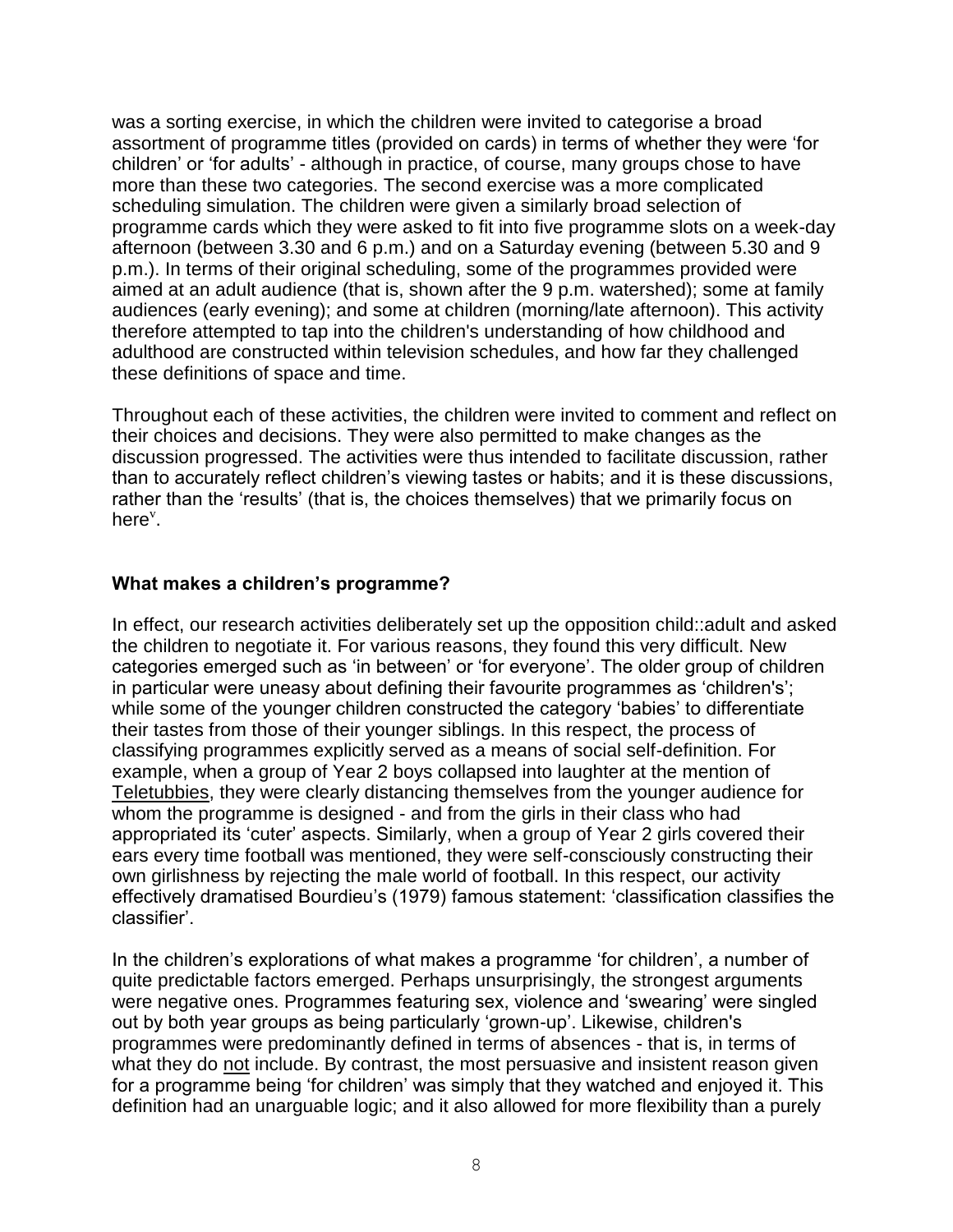was a sorting exercise, in which the children were invited to categorise a broad assortment of programme titles (provided on cards) in terms of whether they were 'for children' or 'for adults' - although in practice, of course, many groups chose to have more than these two categories. The second exercise was a more complicated scheduling simulation. The children were given a similarly broad selection of programme cards which they were asked to fit into five programme slots on a week-day afternoon (between 3.30 and 6 p.m.) and on a Saturday evening (between 5.30 and 9 p.m.). In terms of their original scheduling, some of the programmes provided were aimed at an adult audience (that is, shown after the 9 p.m. watershed); some at family audiences (early evening); and some at children (morning/late afternoon). This activity therefore attempted to tap into the children's understanding of how childhood and adulthood are constructed within television schedules, and how far they challenged these definitions of space and time.

Throughout each of these activities, the children were invited to comment and reflect on their choices and decisions. They were also permitted to make changes as the discussion progressed. The activities were thus intended to facilitate discussion, rather than to accurately reflect children's viewing tastes or habits; and it is these discussions, rather than the 'results' (that is, the choices themselves) that we primarily focus on here[v].

**What makes a children's programme?**

In effect, our research activities deliberately set up the opposition child::adult and asked the children to negotiate it. For various reasons, they found this very difficult. New categories emerged such as 'in between' or 'for everyone'. The older group of children in particular were uneasy about defining their favourite programmes as 'children's'; while some of the younger children constructed the category 'babies' to differentiate their tastes from those of their younger siblings. In this respect, the process of classifying programmes explicitly served as a means of social self-definition. For example, when a group of Year 2 boys collapsed into laughter at the mention of Teletubbies, they were clearly distancing themselves from the younger audience for whom the programme is designed - and from the girls in their class who had appropriated its 'cuter' aspects. Similarly, when a group of Year 2 girls covered their ears every time football was mentioned, they were self-consciously constructing their own girlishness by rejecting the male world of football. In this respect, our activity effectively dramatised Bourdieu's (1979) famous statement: 'classification classifies the classifier'.

In the children's explorations of what makes a programme 'for children', a number of quite predictable factors emerged. Perhaps unsurprisingly, the strongest arguments were negative ones. Programmes featuring sex, violence and 'swearing' were singled out by both year groups as being particularly 'grown-up'. Likewise, children's programmes were predominantly defined in terms of absences - that is, in terms of what they do not include. By contrast, the most persuasive and insistent reason given for a programme being 'for children' was simply that they watched and enjoyed it. This definition had an unarguable logic; and it also allowed for more flexibility than a purely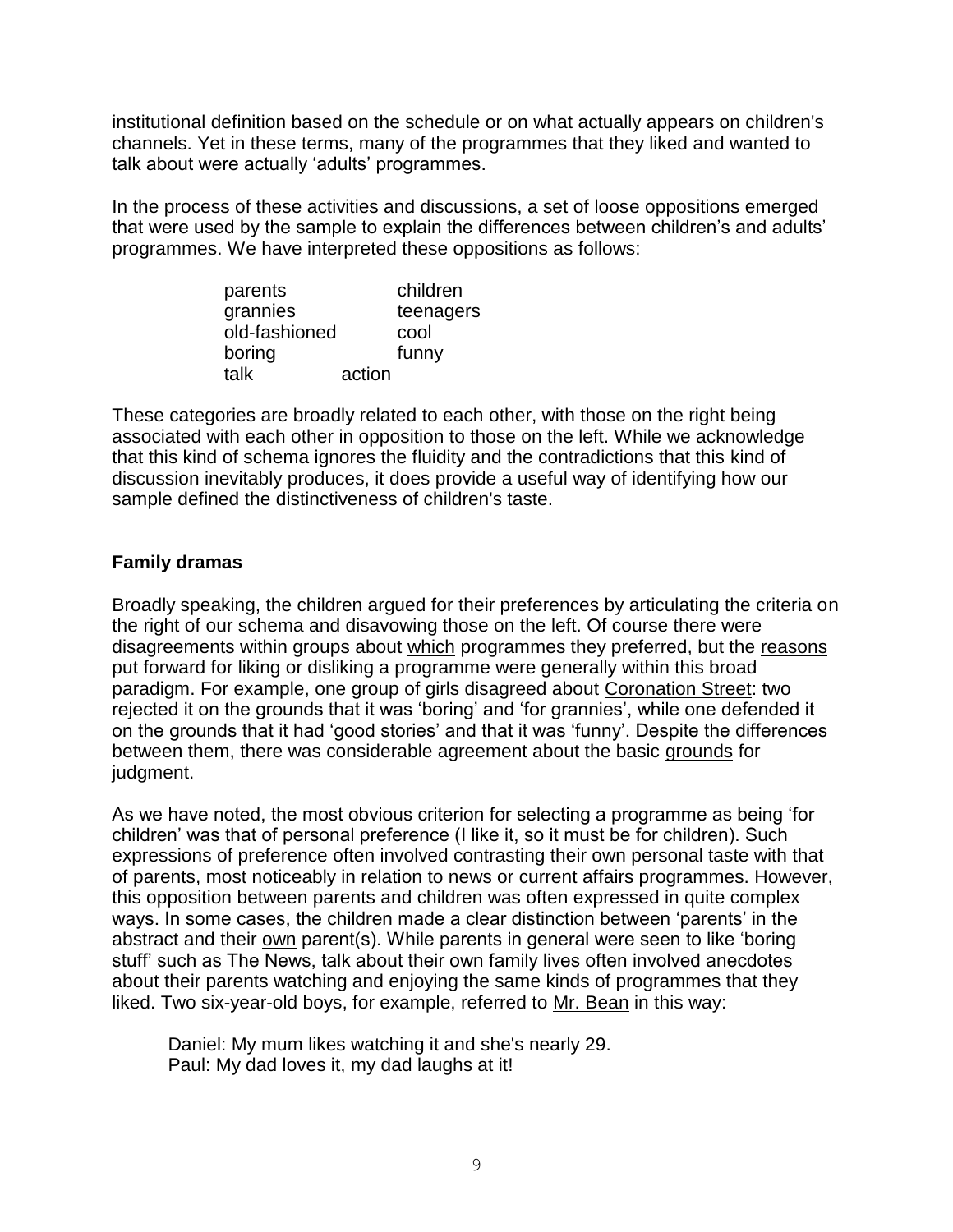institutional definition based on the schedule or on what actually appears on children's channels. Yet in these terms, many of the programmes that they liked and wanted to talk about were actually 'adults' programmes.

In the process of these activities and discussions, a set of loose oppositions emerged that were used by the sample to explain the differences between children's and adults' programmes. We have interpreted these oppositions as follows:

| | |
|---|---|
| parents | children |
| grannies | teenagers |
| old-fashioned | cool |
| boring | funny |
| talk | action |

These categories are broadly related to each other, with those on the right being associated with each other in opposition to those on the left. While we acknowledge that this kind of schema ignores the fluidity and the contradictions that this kind of discussion inevitably produces, it does provide a useful way of identifying how our sample defined the distinctiveness of children's taste.

## Family dramas

Broadly speaking, the children argued for their preferences by articulating the criteria on the right of our schema and disavowing those on the left. Of course there were disagreements within groups about <u>which</u> programmes they preferred, but the <u>reasons</u> put forward for liking or disliking a programme were generally within this broad paradigm. For example, one group of girls disagreed about <u>Coronation Street</u>: two rejected it on the grounds that it was 'boring' and 'for grannies', while one defended it on the grounds that it had 'good stories' and that it was 'funny'. Despite the differences between them, there was considerable agreement about the basic <u>grounds</u> for judgment.

As we have noted, the most obvious criterion for selecting a programme as being 'for children' was that of personal preference (I like it, so it must be for children). Such expressions of preference often involved contrasting their own personal taste with that of parents, most noticeably in relation to news or current affairs programmes. However, this opposition between parents and children was often expressed in quite complex ways. In some cases, the children made a clear distinction between 'parents' in the abstract and their <u>own</u> parent(s). While parents in general were seen to like 'boring stuff' such as The News, talk about their own family lives often involved anecdotes about their parents watching and enjoying the same kinds of programmes that they liked. Two six-year-old boys, for example, referred to <u>Mr. Bean</u> in this way:

> Daniel: My mum likes watching it and she's nearly 29.
> Paul: My dad loves it, my dad laughs at it!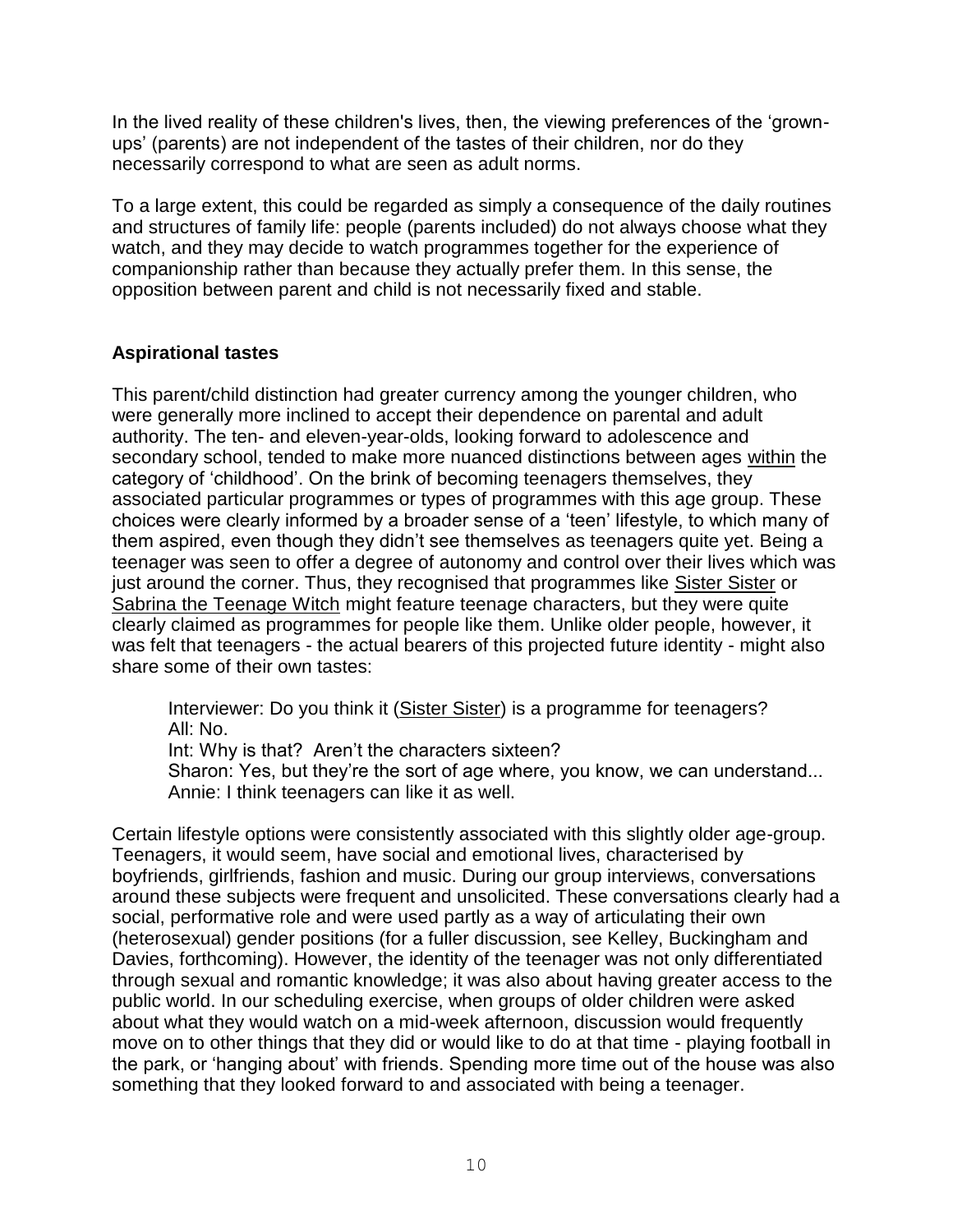In the lived reality of these children's lives, then, the viewing preferences of the 'grown-ups' (parents) are not independent of the tastes of their children, nor do they necessarily correspond to what are seen as adult norms.

To a large extent, this could be regarded as simply a consequence of the daily routines and structures of family life: people (parents included) do not always choose what they watch, and they may decide to watch programmes together for the experience of companionship rather than because they actually prefer them. In this sense, the opposition between parent and child is not necessarily fixed and stable.

### Aspirational tastes

This parent/child distinction had greater currency among the younger children, who were generally more inclined to accept their dependence on parental and adult authority. The ten- and eleven-year-olds, looking forward to adolescence and secondary school, tended to make more nuanced distinctions between ages within the category of 'childhood'. On the brink of becoming teenagers themselves, they associated particular programmes or types of programmes with this age group. These choices were clearly informed by a broader sense of a 'teen' lifestyle, to which many of them aspired, even though they didn't see themselves as teenagers quite yet. Being a teenager was seen to offer a degree of autonomy and control over their lives which was just around the corner. Thus, they recognised that programmes like Sister Sister or Sabrina the Teenage Witch might feature teenage characters, but they were quite clearly claimed as programmes for people like them. Unlike older people, however, it was felt that teenagers - the actual bearers of this projected future identity - might also share some of their own tastes:

> Interviewer: Do you think it (Sister Sister) is a programme for teenagers?
> All: No.
> Int: Why is that? Aren't the characters sixteen?
> Sharon: Yes, but they're the sort of age where, you know, we can understand...
> Annie: I think teenagers can like it as well.

Certain lifestyle options were consistently associated with this slightly older age-group. Teenagers, it would seem, have social and emotional lives, characterised by boyfriends, girlfriends, fashion and music. During our group interviews, conversations around these subjects were frequent and unsolicited. These conversations clearly had a social, performative role and were used partly as a way of articulating their own (heterosexual) gender positions (for a fuller discussion, see Kelley, Buckingham and Davies, forthcoming). However, the identity of the teenager was not only differentiated through sexual and romantic knowledge; it was also about having greater access to the public world. In our scheduling exercise, when groups of older children were asked about what they would watch on a mid-week afternoon, discussion would frequently move on to other things that they did or would like to do at that time - playing football in the park, or 'hanging about' with friends. Spending more time out of the house was also something that they looked forward to and associated with being a teenager.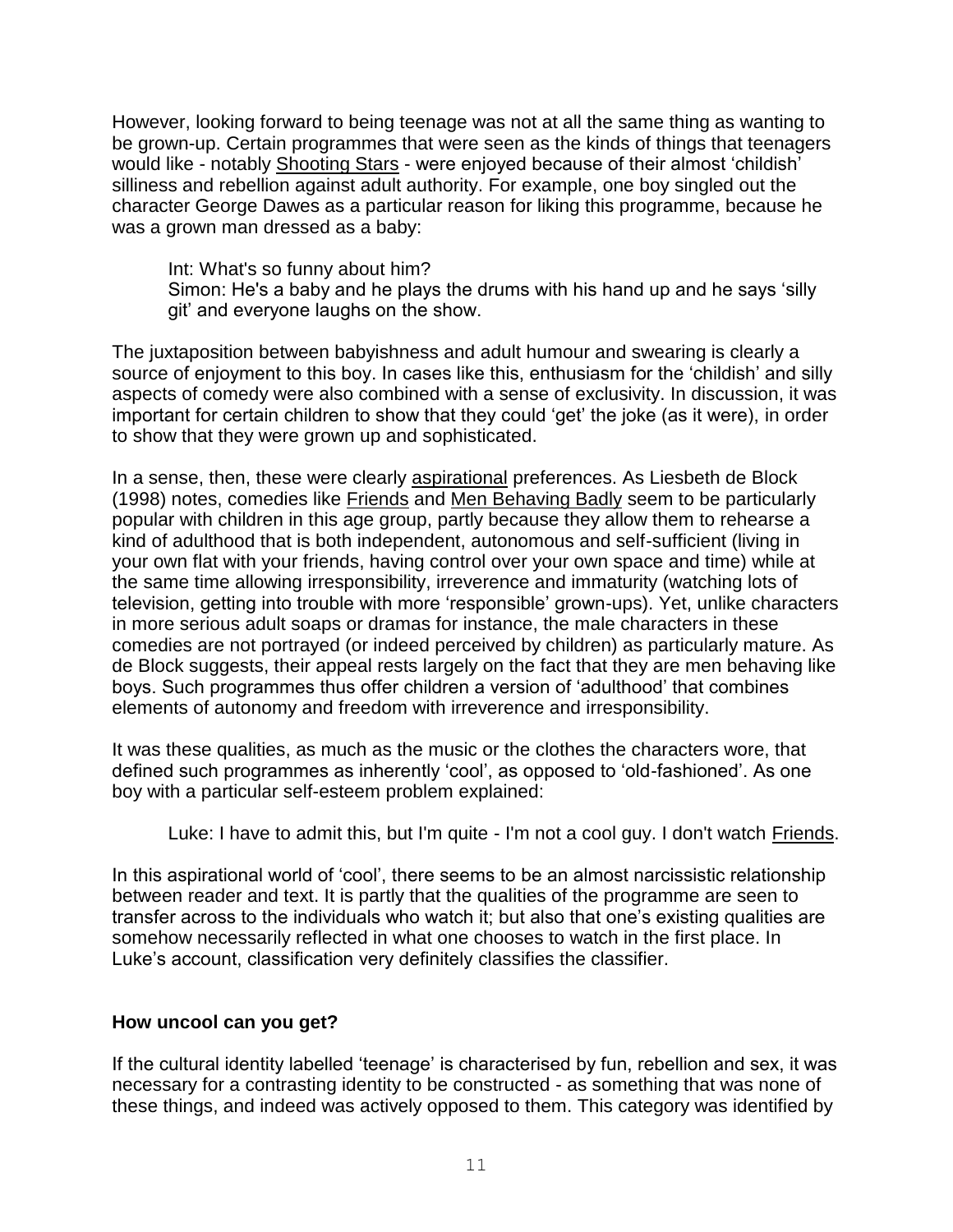However, looking forward to being teenage was not at all the same thing as wanting to be grown-up. Certain programmes that were seen as the kinds of things that teenagers would like - notably Shooting Stars - were enjoyed because of their almost 'childish' silliness and rebellion against adult authority. For example, one boy singled out the character George Dawes as a particular reason for liking this programme, because he was a grown man dressed as a baby:

> Int: What's so funny about him?
> Simon: He's a baby and he plays the drums with his hand up and he says 'silly git' and everyone laughs on the show.

The juxtaposition between babyishness and adult humour and swearing is clearly a source of enjoyment to this boy. In cases like this, enthusiasm for the 'childish' and silly aspects of comedy were also combined with a sense of exclusivity. In discussion, it was important for certain children to show that they could 'get' the joke (as it were), in order to show that they were grown up and sophisticated.

In a sense, then, these were clearly aspirational preferences. As Liesbeth de Block (1998) notes, comedies like Friends and Men Behaving Badly seem to be particularly popular with children in this age group, partly because they allow them to rehearse a kind of adulthood that is both independent, autonomous and self-sufficient (living in your own flat with your friends, having control over your own space and time) while at the same time allowing irresponsibility, irreverence and immaturity (watching lots of television, getting into trouble with more 'responsible' grown-ups). Yet, unlike characters in more serious adult soaps or dramas for instance, the male characters in these comedies are not portrayed (or indeed perceived by children) as particularly mature. As de Block suggests, their appeal rests largely on the fact that they are men behaving like boys. Such programmes thus offer children a version of 'adulthood' that combines elements of autonomy and freedom with irreverence and irresponsibility.

It was these qualities, as much as the music or the clothes the characters wore, that defined such programmes as inherently 'cool', as opposed to 'old-fashioned'. As one boy with a particular self-esteem problem explained:

> Luke: I have to admit this, but I'm quite - I'm not a cool guy. I don't watch Friends.

In this aspirational world of 'cool', there seems to be an almost narcissistic relationship between reader and text. It is partly that the qualities of the programme are seen to transfer across to the individuals who watch it; but also that one's existing qualities are somehow necessarily reflected in what one chooses to watch in the first place. In Luke's account, classification very definitely classifies the classifier.

**How uncool can you get?**

If the cultural identity labelled 'teenage' is characterised by fun, rebellion and sex, it was necessary for a contrasting identity to be constructed - as something that was none of these things, and indeed was actively opposed to them. This category was identified by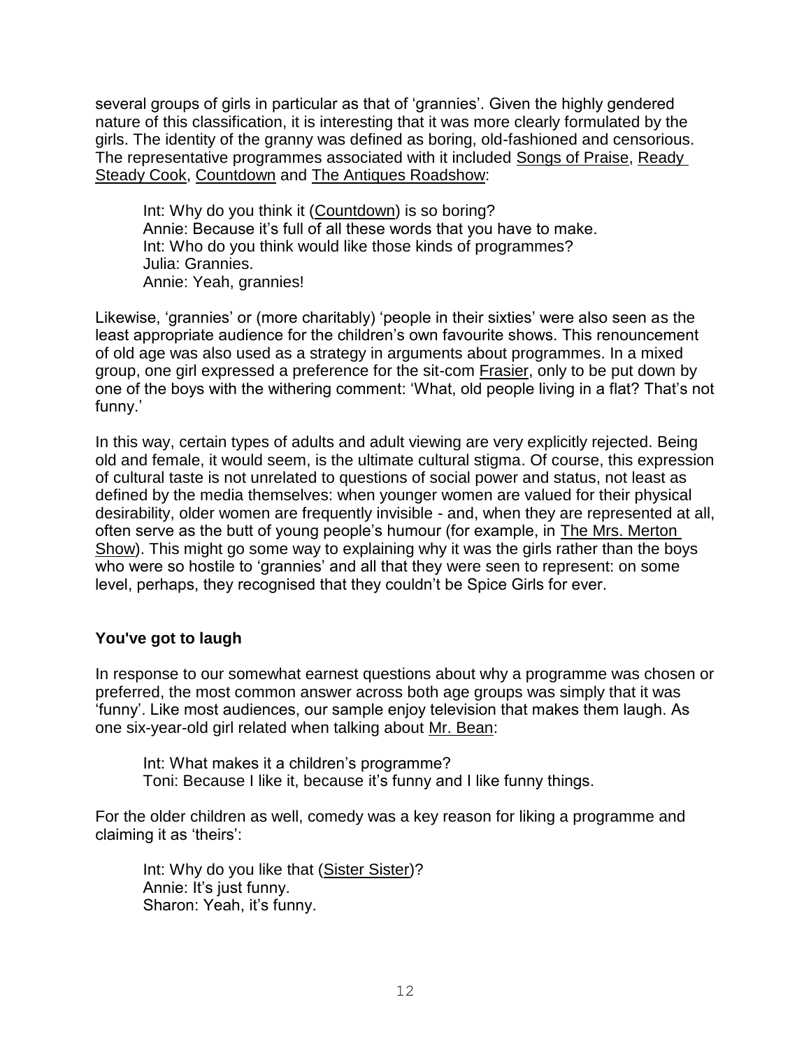several groups of girls in particular as that of 'grannies'. Given the highly gendered nature of this classification, it is interesting that it was more clearly formulated by the girls. The identity of the granny was defined as boring, old-fashioned and censorious. The representative programmes associated with it included Songs of Praise, Ready Steady Cook, Countdown and The Antiques Roadshow:

> Int: Why do you think it (Countdown) is so boring?
> Annie: Because it's full of all these words that you have to make.
> Int: Who do you think would like those kinds of programmes?
> Julia: Grannies.
> Annie: Yeah, grannies!

Likewise, 'grannies' or (more charitably) 'people in their sixties' were also seen as the least appropriate audience for the children's own favourite shows. This renouncement of old age was also used as a strategy in arguments about programmes. In a mixed group, one girl expressed a preference for the sit-com Frasier, only to be put down by one of the boys with the withering comment: 'What, old people living in a flat? That's not funny.'

In this way, certain types of adults and adult viewing are very explicitly rejected. Being old and female, it would seem, is the ultimate cultural stigma. Of course, this expression of cultural taste is not unrelated to questions of social power and status, not least as defined by the media themselves: when younger women are valued for their physical desirability, older women are frequently invisible - and, when they are represented at all, often serve as the butt of young people's humour (for example, in The Mrs. Merton Show). This might go some way to explaining why it was the girls rather than the boys who were so hostile to 'grannies' and all that they were seen to represent: on some level, perhaps, they recognised that they couldn't be Spice Girls for ever.

**You've got to laugh**

In response to our somewhat earnest questions about why a programme was chosen or preferred, the most common answer across both age groups was simply that it was 'funny'. Like most audiences, our sample enjoy television that makes them laugh. As one six-year-old girl related when talking about Mr. Bean:

> Int: What makes it a children's programme?
> Toni: Because I like it, because it's funny and I like funny things.

For the older children as well, comedy was a key reason for liking a programme and claiming it as 'theirs':

> Int: Why do you like that (Sister Sister)?
> Annie: It's just funny.
> Sharon: Yeah, it's funny.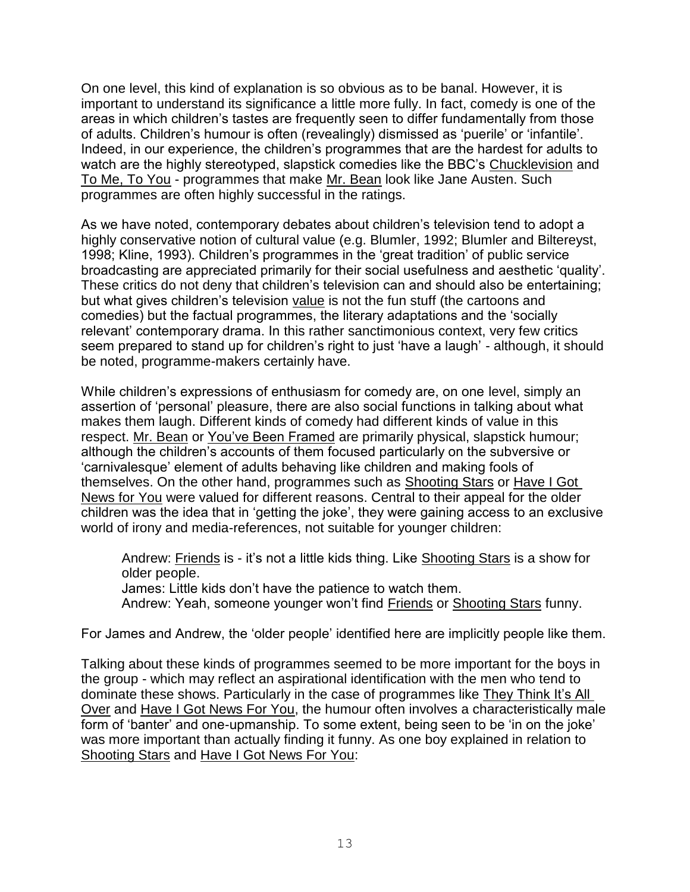On one level, this kind of explanation is so obvious as to be banal. However, it is important to understand its significance a little more fully. In fact, comedy is one of the areas in which children's tastes are frequently seen to differ fundamentally from those of adults. Children's humour is often (revealingly) dismissed as 'puerile' or 'infantile'. Indeed, in our experience, the children's programmes that are the hardest for adults to watch are the highly stereotyped, slapstick comedies like the BBC's Chucklevision and To Me, To You - programmes that make Mr. Bean look like Jane Austen. Such programmes are often highly successful in the ratings.

As we have noted, contemporary debates about children's television tend to adopt a highly conservative notion of cultural value (e.g. Blumler, 1992; Blumler and Biltereyst, 1998; Kline, 1993). Children's programmes in the 'great tradition' of public service broadcasting are appreciated primarily for their social usefulness and aesthetic 'quality'. These critics do not deny that children's television can and should also be entertaining; but what gives children's television value is not the fun stuff (the cartoons and comedies) but the factual programmes, the literary adaptations and the 'socially relevant' contemporary drama. In this rather sanctimonious context, very few critics seem prepared to stand up for children's right to just 'have a laugh' - although, it should be noted, programme-makers certainly have.

While children's expressions of enthusiasm for comedy are, on one level, simply an assertion of 'personal' pleasure, there are also social functions in talking about what makes them laugh. Different kinds of comedy had different kinds of value in this respect. Mr. Bean or You've Been Framed are primarily physical, slapstick humour; although the children's accounts of them focused particularly on the subversive or 'carnivalesque' element of adults behaving like children and making fools of themselves. On the other hand, programmes such as Shooting Stars or Have I Got News for You were valued for different reasons. Central to their appeal for the older children was the idea that in 'getting the joke', they were gaining access to an exclusive world of irony and media-references, not suitable for younger children:

> Andrew: Friends is - it's not a little kids thing. Like Shooting Stars is a show for older people.
> James: Little kids don't have the patience to watch them.
> Andrew: Yeah, someone younger won't find Friends or Shooting Stars funny.

For James and Andrew, the 'older people' identified here are implicitly people like them.

Talking about these kinds of programmes seemed to be more important for the boys in the group - which may reflect an aspirational identification with the men who tend to dominate these shows. Particularly in the case of programmes like They Think It's All Over and Have I Got News For You, the humour often involves a characteristically male form of 'banter' and one-upmanship. To some extent, being seen to be 'in on the joke' was more important than actually finding it funny. As one boy explained in relation to Shooting Stars and Have I Got News For You: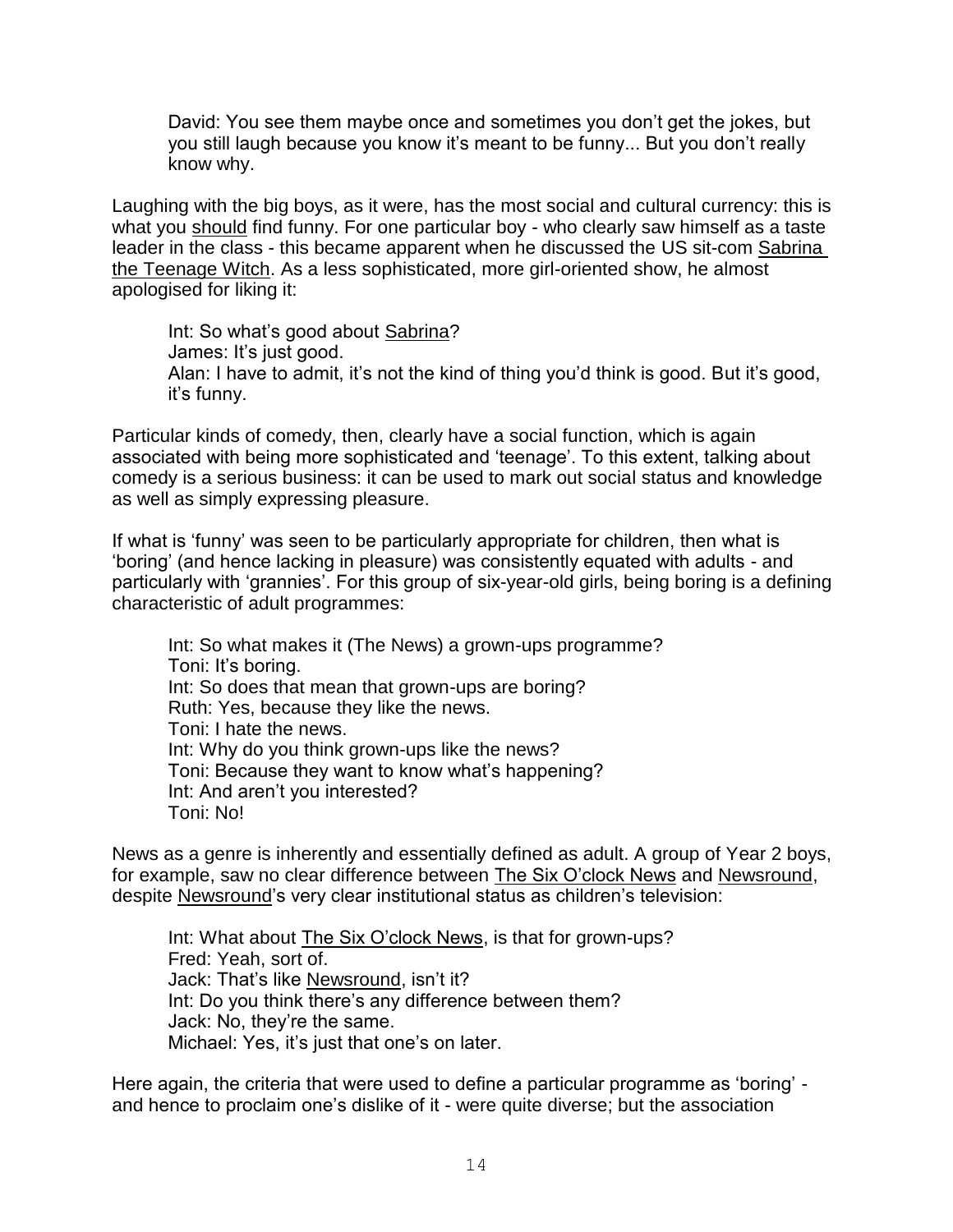> David: You see them maybe once and sometimes you don't get the jokes, but you still laugh because you know it's meant to be funny... But you don't really know why.

Laughing with the big boys, as it were, has the most social and cultural currency: this is what you <u>should</u> find funny. For one particular boy - who clearly saw himself as a taste leader in the class - this became apparent when he discussed the US sit-com <u>Sabrina the Teenage Witch</u>. As a less sophisticated, more girl-oriented show, he almost apologised for liking it:

> Int: So what's good about <u>Sabrina</u>?
> James: It's just good.
> Alan: I have to admit, it's not the kind of thing you'd think is good. But it's good, it's funny.

Particular kinds of comedy, then, clearly have a social function, which is again associated with being more sophisticated and 'teenage'. To this extent, talking about comedy is a serious business: it can be used to mark out social status and knowledge as well as simply expressing pleasure.

If what is 'funny' was seen to be particularly appropriate for children, then what is 'boring' (and hence lacking in pleasure) was consistently equated with adults - and particularly with 'grannies'. For this group of six-year-old girls, being boring is a defining characteristic of adult programmes:

> Int: So what makes it (The News) a grown-ups programme?
> Toni: It's boring.
> Int: So does that mean that grown-ups are boring?
> Ruth: Yes, because they like the news.
> Toni: I hate the news.
> Int: Why do you think grown-ups like the news?
> Toni: Because they want to know what's happening?
> Int: And aren't you interested?
> Toni: No!

News as a genre is inherently and essentially defined as adult. A group of Year 2 boys, for example, saw no clear difference between <u>The Six O'clock News</u> and <u>Newsround</u>, despite <u>Newsround</u>'s very clear institutional status as children's television:

> Int: What about <u>The Six O'clock News</u>, is that for grown-ups?
> Fred: Yeah, sort of.
> Jack: That's like <u>Newsround</u>, isn't it?
> Int: Do you think there's any difference between them?
> Jack: No, they're the same.
> Michael: Yes, it's just that one's on later.

Here again, the criteria that were used to define a particular programme as 'boring' - and hence to proclaim one's dislike of it - were quite diverse; but the association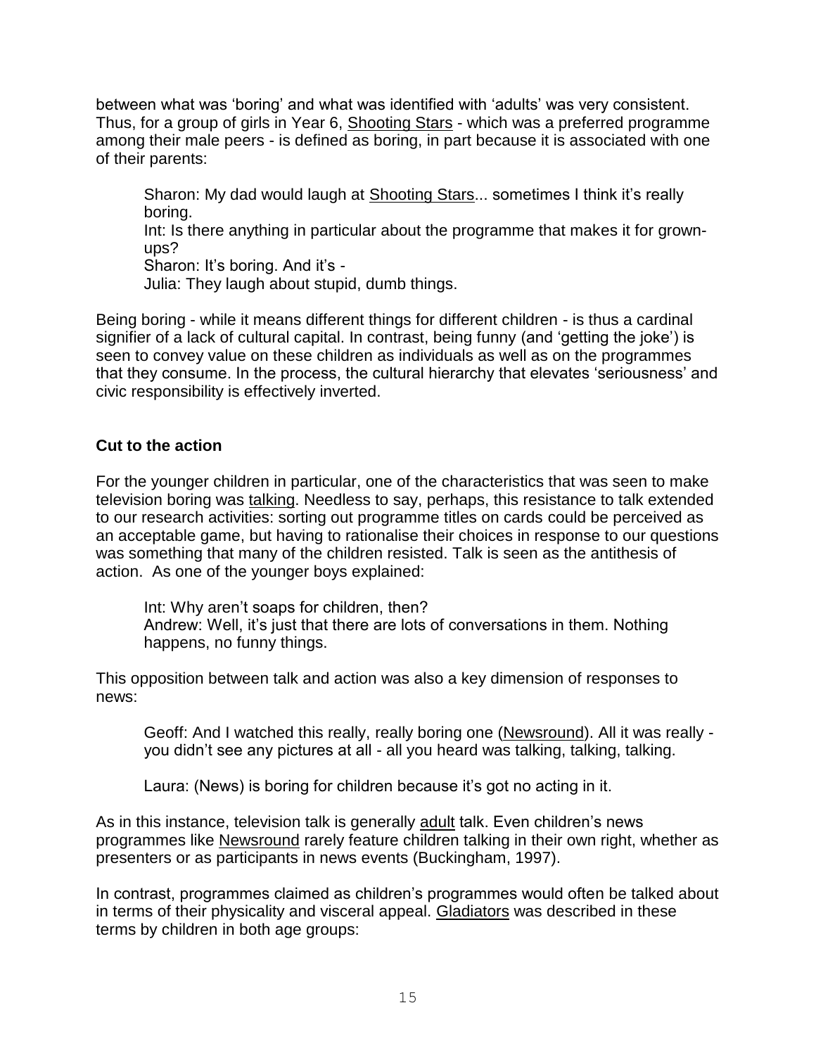between what was 'boring' and what was identified with 'adults' was very consistent. Thus, for a group of girls in Year 6, Shooting Stars - which was a preferred programme among their male peers - is defined as boring, in part because it is associated with one of their parents:

> Sharon: My dad would laugh at Shooting Stars... sometimes I think it's really boring.
> Int: Is there anything in particular about the programme that makes it for grown-ups?
> Sharon: It's boring. And it's -
> Julia: They laugh about stupid, dumb things.

Being boring - while it means different things for different children - is thus a cardinal signifier of a lack of cultural capital. In contrast, being funny (and 'getting the joke') is seen to convey value on these children as individuals as well as on the programmes that they consume. In the process, the cultural hierarchy that elevates 'seriousness' and civic responsibility is effectively inverted.

**Cut to the action**

For the younger children in particular, one of the characteristics that was seen to make television boring was talking. Needless to say, perhaps, this resistance to talk extended to our research activities: sorting out programme titles on cards could be perceived as an acceptable game, but having to rationalise their choices in response to our questions was something that many of the children resisted. Talk is seen as the antithesis of action. As one of the younger boys explained:

> Int: Why aren't soaps for children, then?
> Andrew: Well, it's just that there are lots of conversations in them. Nothing happens, no funny things.

This opposition between talk and action was also a key dimension of responses to news:

> Geoff: And I watched this really, really boring one (Newsround). All it was really - you didn't see any pictures at all - all you heard was talking, talking, talking.
>
> Laura: (News) is boring for children because it's got no acting in it.

As in this instance, television talk is generally adult talk. Even children's news programmes like Newsround rarely feature children talking in their own right, whether as presenters or as participants in news events (Buckingham, 1997).

In contrast, programmes claimed as children's programmes would often be talked about in terms of their physicality and visceral appeal. Gladiators was described in these terms by children in both age groups: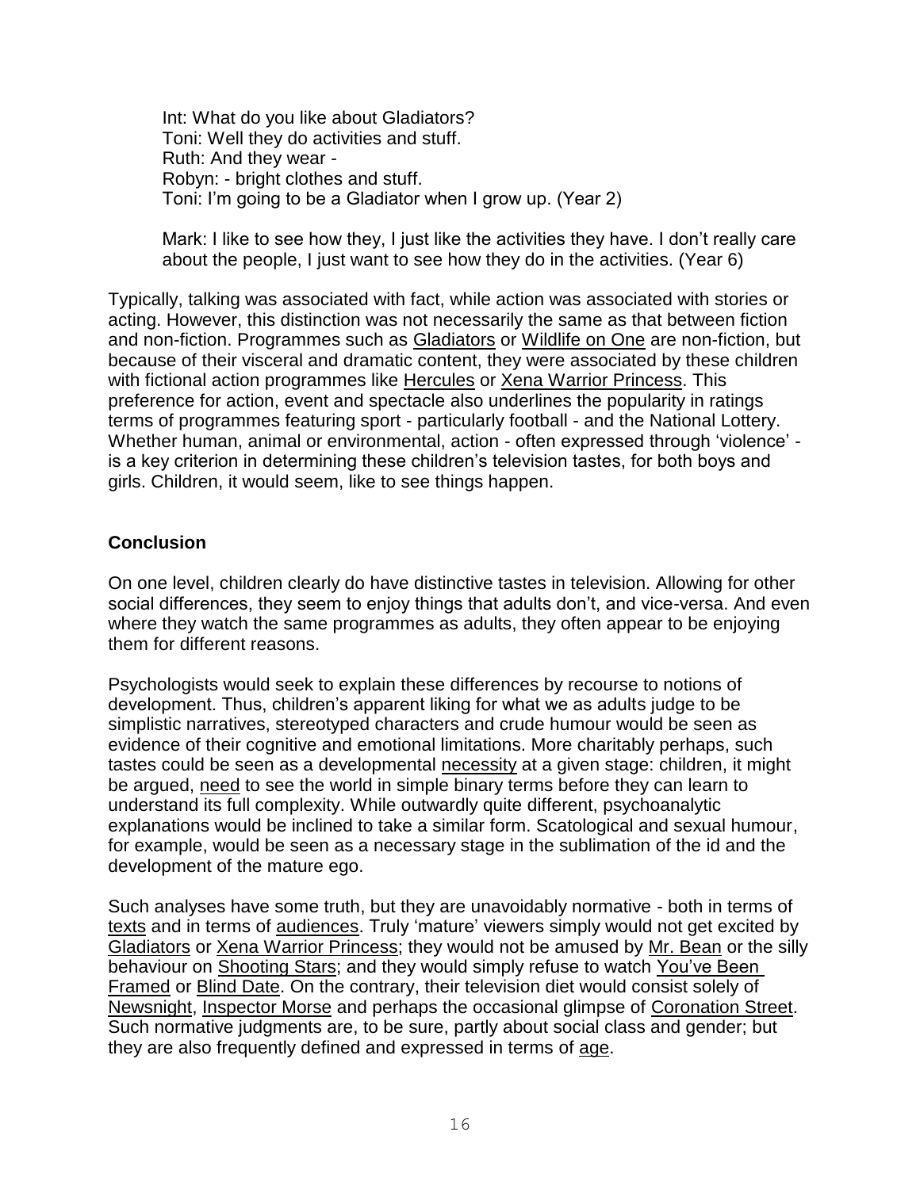> Int: What do you like about Gladiators?
> Toni: Well they do activities and stuff.
> Ruth: And they wear -
> Robyn: - bright clothes and stuff.
> Toni: I'm going to be a Gladiator when I grow up. (Year 2)

> Mark: I like to see how they, I just like the activities they have. I don't really care about the people, I just want to see how they do in the activities. (Year 6)

Typically, talking was associated with fact, while action was associated with stories or acting. However, this distinction was not necessarily the same as that between fiction and non-fiction. Programmes such as Gladiators or Wildlife on One are non-fiction, but because of their visceral and dramatic content, they were associated by these children with fictional action programmes like Hercules or Xena Warrior Princess. This preference for action, event and spectacle also underlines the popularity in ratings terms of programmes featuring sport - particularly football - and the National Lottery. Whether human, animal or environmental, action - often expressed through 'violence' - is a key criterion in determining these children's television tastes, for both boys and girls. Children, it would seem, like to see things happen.

## Conclusion

On one level, children clearly do have distinctive tastes in television. Allowing for other social differences, they seem to enjoy things that adults don't, and vice-versa. And even where they watch the same programmes as adults, they often appear to be enjoying them for different reasons.

Psychologists would seek to explain these differences by recourse to notions of development. Thus, children's apparent liking for what we as adults judge to be simplistic narratives, stereotyped characters and crude humour would be seen as evidence of their cognitive and emotional limitations. More charitably perhaps, such tastes could be seen as a developmental necessity at a given stage: children, it might be argued, need to see the world in simple binary terms before they can learn to understand its full complexity. While outwardly quite different, psychoanalytic explanations would be inclined to take a similar form. Scatological and sexual humour, for example, would be seen as a necessary stage in the sublimation of the id and the development of the mature ego.

Such analyses have some truth, but they are unavoidably normative - both in terms of texts and in terms of audiences. Truly 'mature' viewers simply would not get excited by Gladiators or Xena Warrior Princess; they would not be amused by Mr. Bean or the silly behaviour on Shooting Stars; and they would simply refuse to watch You've Been Framed or Blind Date. On the contrary, their television diet would consist solely of Newsnight, Inspector Morse and perhaps the occasional glimpse of Coronation Street. Such normative judgments are, to be sure, partly about social class and gender; but they are also frequently defined and expressed in terms of age.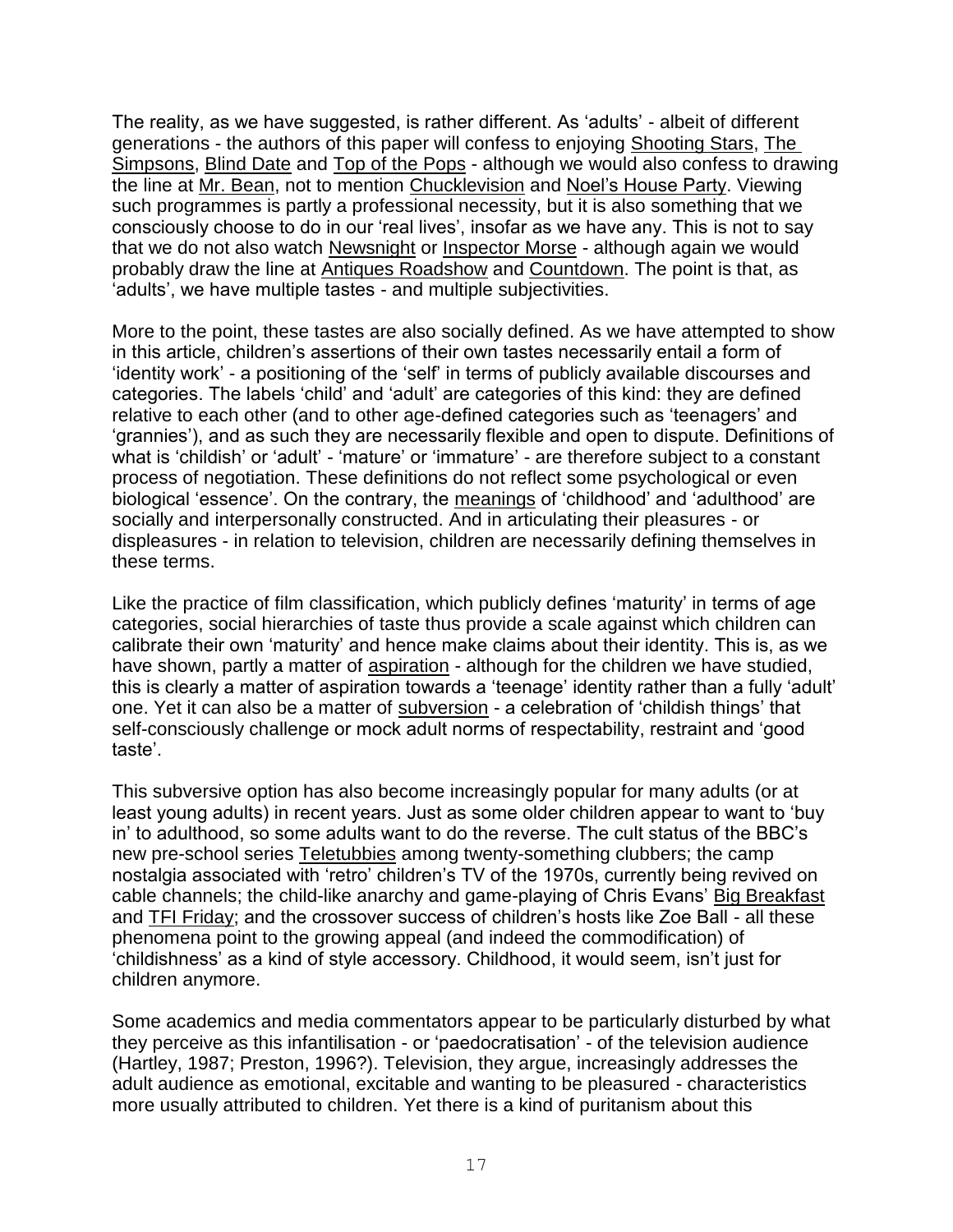The reality, as we have suggested, is rather different. As 'adults' - albeit of different generations - the authors of this paper will confess to enjoying Shooting Stars, The Simpsons, Blind Date and Top of the Pops - although we would also confess to drawing the line at Mr. Bean, not to mention Chucklevision and Noel's House Party. Viewing such programmes is partly a professional necessity, but it is also something that we consciously choose to do in our 'real lives', insofar as we have any. This is not to say that we do not also watch Newsnight or Inspector Morse - although again we would probably draw the line at Antiques Roadshow and Countdown. The point is that, as 'adults', we have multiple tastes - and multiple subjectivities.

More to the point, these tastes are also socially defined. As we have attempted to show in this article, children's assertions of their own tastes necessarily entail a form of 'identity work' - a positioning of the 'self' in terms of publicly available discourses and categories. The labels 'child' and 'adult' are categories of this kind: they are defined relative to each other (and to other age-defined categories such as 'teenagers' and 'grannies'), and as such they are necessarily flexible and open to dispute. Definitions of what is 'childish' or 'adult' - 'mature' or 'immature' - are therefore subject to a constant process of negotiation. These definitions do not reflect some psychological or even biological 'essence'. On the contrary, the meanings of 'childhood' and 'adulthood' are socially and interpersonally constructed. And in articulating their pleasures - or displeasures - in relation to television, children are necessarily defining themselves in these terms.

Like the practice of film classification, which publicly defines 'maturity' in terms of age categories, social hierarchies of taste thus provide a scale against which children can calibrate their own 'maturity' and hence make claims about their identity. This is, as we have shown, partly a matter of aspiration - although for the children we have studied, this is clearly a matter of aspiration towards a 'teenage' identity rather than a fully 'adult' one. Yet it can also be a matter of subversion - a celebration of 'childish things' that self-consciously challenge or mock adult norms of respectability, restraint and 'good taste'.

This subversive option has also become increasingly popular for many adults (or at least young adults) in recent years. Just as some older children appear to want to 'buy in' to adulthood, so some adults want to do the reverse. The cult status of the BBC's new pre-school series Teletubbies among twenty-something clubbers; the camp nostalgia associated with 'retro' children's TV of the 1970s, currently being revived on cable channels; the child-like anarchy and game-playing of Chris Evans' Big Breakfast and TFI Friday; and the crossover success of children's hosts like Zoe Ball - all these phenomena point to the growing appeal (and indeed the commodification) of 'childishness' as a kind of style accessory. Childhood, it would seem, isn't just for children anymore.

Some academics and media commentators appear to be particularly disturbed by what they perceive as this infantilisation - or 'paedocratisation' - of the television audience (Hartley, 1987; Preston, 1996?). Television, they argue, increasingly addresses the adult audience as emotional, excitable and wanting to be pleasured - characteristics more usually attributed to children. Yet there is a kind of puritanism about this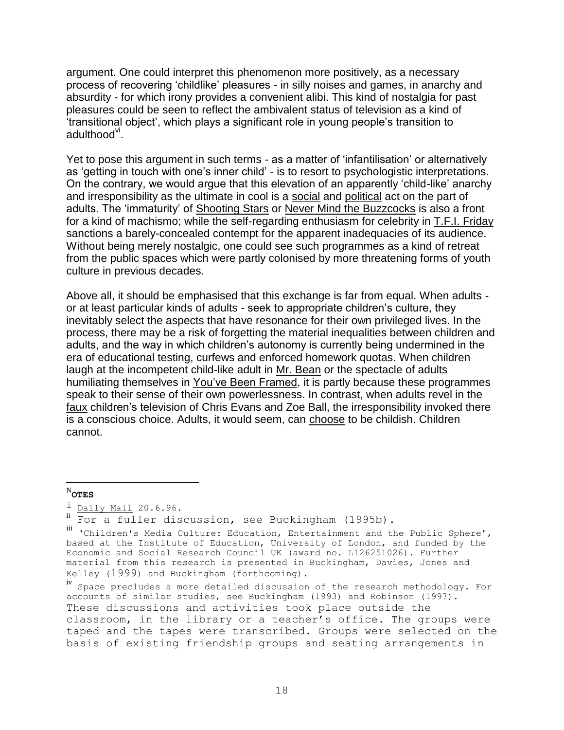argument. One could interpret this phenomenon more positively, as a necessary process of recovering 'childlike' pleasures - in silly noises and games, in anarchy and absurdity - for which irony provides a convenient alibi. This kind of nostalgia for past pleasures could be seen to reflect the ambivalent status of television as a kind of 'transitional object', which plays a significant role in young people's transition to adulthood[vi].

Yet to pose this argument in such terms - as a matter of 'infantilisation' or alternatively as 'getting in touch with one's inner child' - is to resort to psychologistic interpretations. On the contrary, we would argue that this elevation of an apparently 'child-like' anarchy and irresponsibility as the ultimate in cool is a social and political act on the part of adults. The 'immaturity' of Shooting Stars or Never Mind the Buzzcocks is also a front for a kind of machismo; while the self-regarding enthusiasm for celebrity in T.F.I. Friday sanctions a barely-concealed contempt for the apparent inadequacies of its audience. Without being merely nostalgic, one could see such programmes as a kind of retreat from the public spaces which were partly colonised by more threatening forms of youth culture in previous decades.

Above all, it should be emphasised that this exchange is far from equal. When adults - or at least particular kinds of adults - seek to appropriate children's culture, they inevitably select the aspects that have resonance for their own privileged lives. In the process, there may be a risk of forgetting the material inequalities between children and adults, and the way in which children's autonomy is currently being undermined in the era of educational testing, curfews and enforced homework quotas. When children laugh at the incompetent child-like adult in Mr. Bean or the spectacle of adults humiliating themselves in You've Been Framed, it is partly because these programmes speak to their sense of their own powerlessness. In contrast, when adults revel in the faux children's television of Chris Evans and Zoe Ball, the irresponsibility invoked there is a conscious choice. Adults, it would seem, can choose to be childish. Children cannot.

---

**NOTES**

[i] Daily Mail 20.6.96.

[ii] For a fuller discussion, see Buckingham (1995b).

[iii] 'Children's Media Culture: Education, Entertainment and the Public Sphere', based at the Institute of Education, University of London, and funded by the Economic and Social Research Council UK (award no. L126251026). Further material from this research is presented in Buckingham, Davies, Jones and Kelley (1999) and Buckingham (forthcoming).

[iv] Space precludes a more detailed discussion of the research methodology. For accounts of similar studies, see Buckingham (1993) and Robinson (1997). These discussions and activities took place outside the classroom, in the library or a teacher's office. The groups were taped and the tapes were transcribed. Groups were selected on the basis of existing friendship groups and seating arrangements in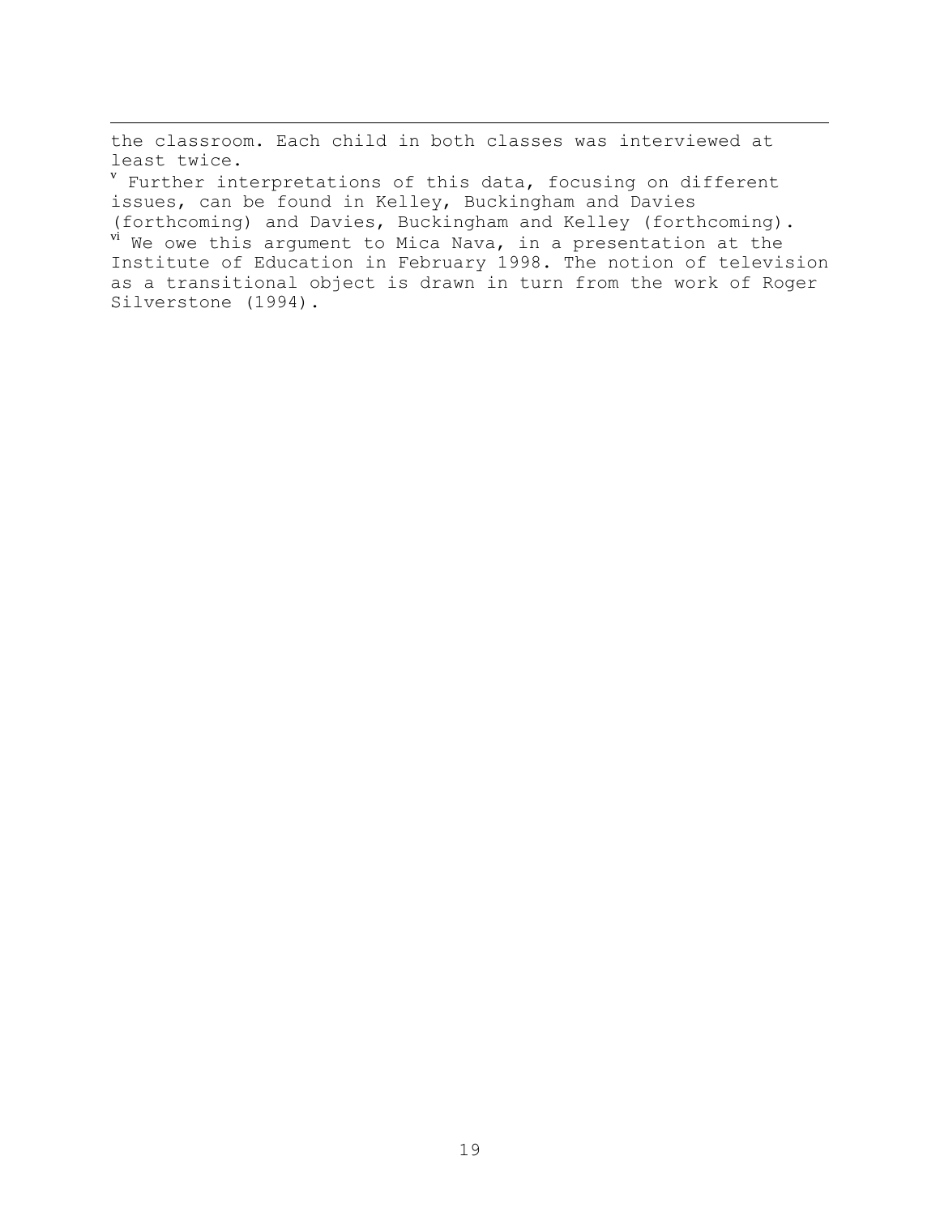the classroom. Each child in both classes was interviewed at least twice.

[v] Further interpretations of this data, focusing on different issues, can be found in Kelley, Buckingham and Davies (forthcoming) and Davies, Buckingham and Kelley (forthcoming).

[vi] We owe this argument to Mica Nava, in a presentation at the Institute of Education in February 1998. The notion of television as a transitional object is drawn in turn from the work of Roger Silverstone (1994).